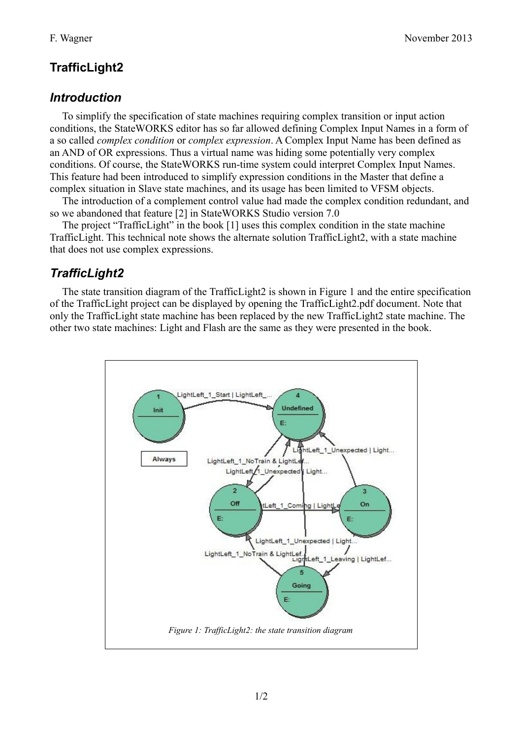# TrafficLight2

## *Introduction*

To simplify the specification of state machines requiring complex transition or input action conditions, the StateWORKS editor has so far allowed defining Complex Input Names in a form of a so called *complex condition* or *complex expression*. A Complex Input Name has been defined as an AND of OR expressions. Thus a virtual name was hiding some potentially very complex conditions. Of course, the StateWORKS run-time system could interpret Complex Input Names. This feature had been introduced to simplify expression conditions in the Master that define a complex situation in Slave state machines, and its usage has been limited to VFSM objects.

The introduction of a complement control value had made the complex condition redundant, and so we abandoned that feature [2] in StateWORKS Studio version 7.0

The project "TrafficLight" in the book [1] uses this complex condition in the state machine TrafficLight. This technical note shows the alternate solution TrafficLight2, with a state machine that does not use complex expressions.

## *TrafficLight2*

The state transition diagram of the TrafficLight2 is shown in Figure 1 and the entire specification of the TrafficLight project can be displayed by opening the TrafficLight2.pdf document. Note that only the TrafficLight state machine has been replaced by the new TrafficLight2 state machine. The other two state machines: Light and Flash are the same as they were presented in the book.

*Figure 1: TrafficLight2: the state transition diagram*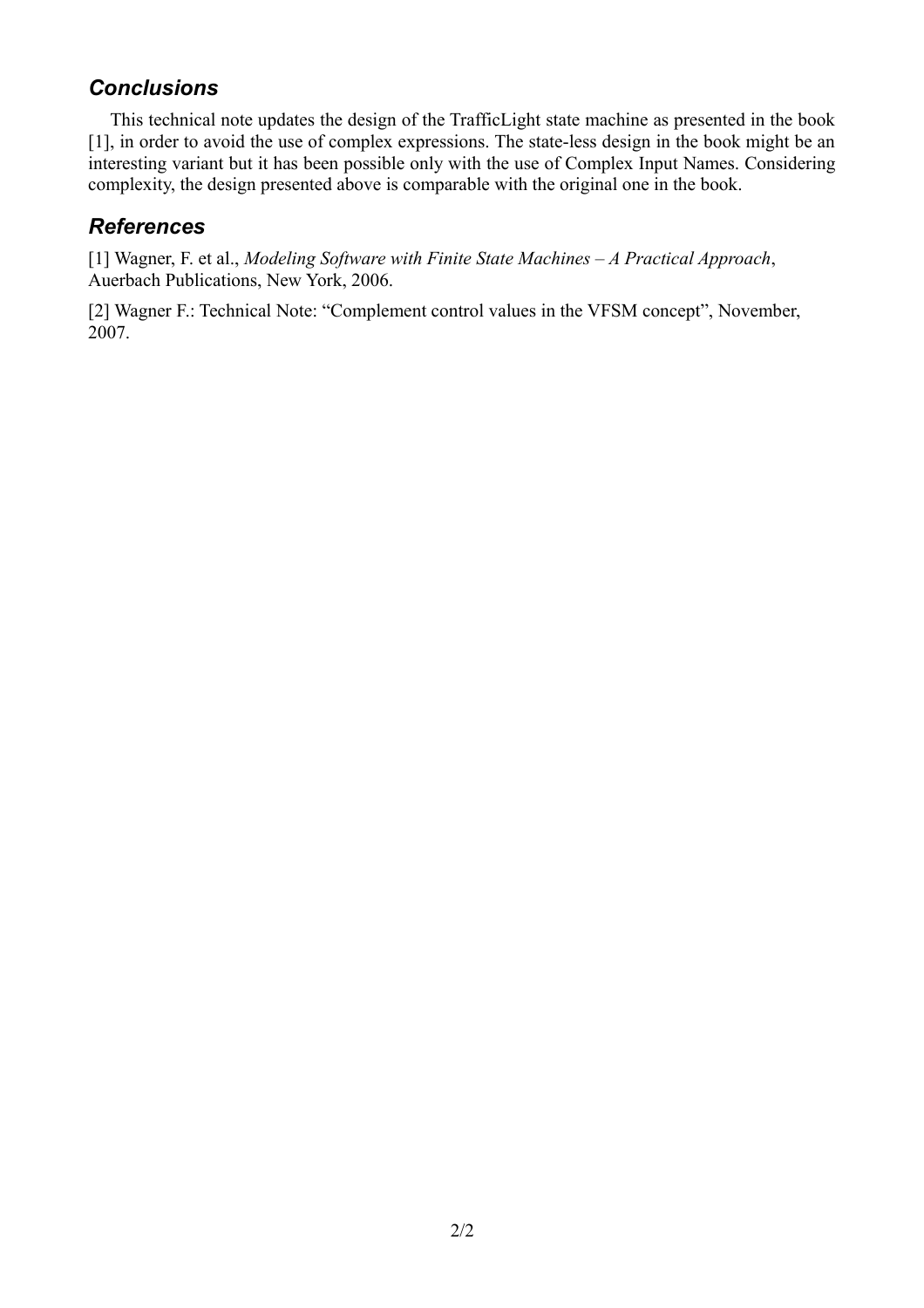## *Conclusions*

This technical note updates the design of the TrafficLight state machine as presented in the book [1], in order to avoid the use of complex expressions. The state-less design in the book might be an interesting variant but it has been possible only with the use of Complex Input Names. Considering complexity, the design presented above is comparable with the original one in the book.

## *References*

[1] Wagner, F. et al., *Modeling Software with Finite State Machines – A Practical Approach*, Auerbach Publications, New York, 2006.

[2] Wagner F.: Technical Note: "Complement control values in the VFSM concept", November, 2007.